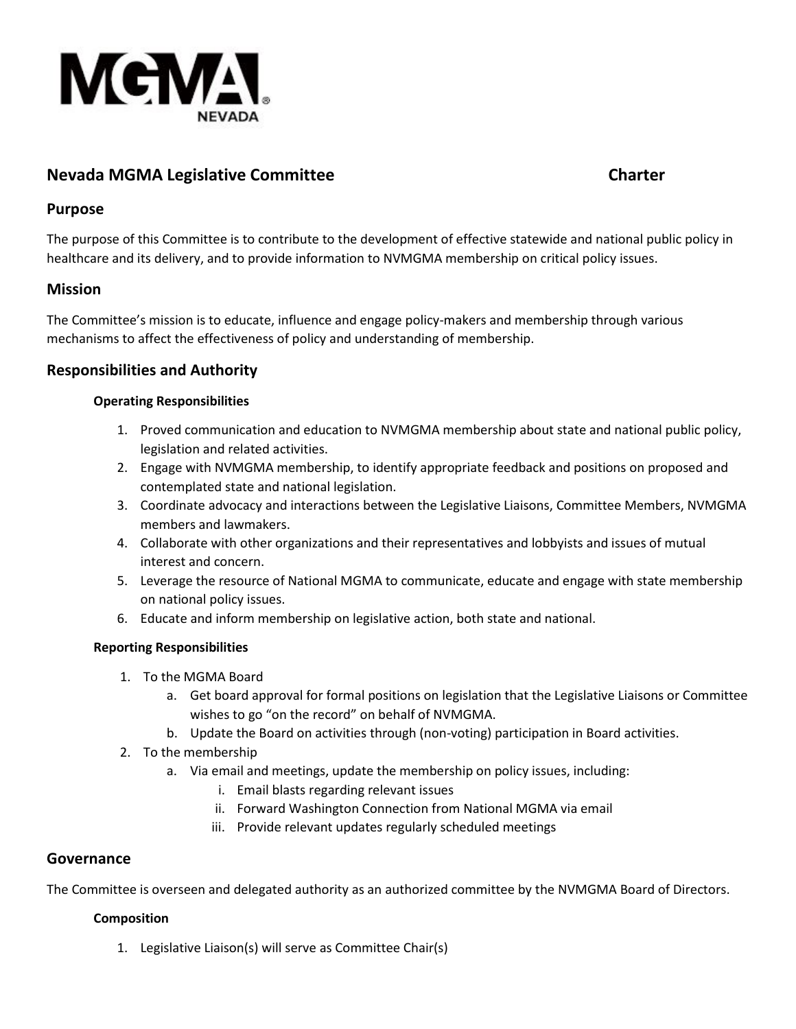MGMA NEVADA

# Nevada MGMA Legislative Committee Charter

## Purpose

The purpose of this Committee is to contribute to the development of effective statewide and national public policy in healthcare and its delivery, and to provide information to NVMGMA membership on critical policy issues.

## Mission

The Committee's mission is to educate, influence and engage policy-makers and membership through various mechanisms to affect the effectiveness of policy and understanding of membership.

## Responsibilities and Authority

### Operating Responsibilities

1. Proved communication and education to NVMGMA membership about state and national public policy, legislation and related activities.
2. Engage with NVMGMA membership, to identify appropriate feedback and positions on proposed and contemplated state and national legislation.
3. Coordinate advocacy and interactions between the Legislative Liaisons, Committee Members, NVMGMA members and lawmakers.
4. Collaborate with other organizations and their representatives and lobbyists and issues of mutual interest and concern.
5. Leverage the resource of National MGMA to communicate, educate and engage with state membership on national policy issues.
6. Educate and inform membership on legislative action, both state and national.

### Reporting Responsibilities

1. To the MGMA Board
   a. Get board approval for formal positions on legislation that the Legislative Liaisons or Committee wishes to go "on the record" on behalf of NVMGMA.
   b. Update the Board on activities through (non-voting) participation in Board activities.
2. To the membership
   a. Via email and meetings, update the membership on policy issues, including:
      i. Email blasts regarding relevant issues
      ii. Forward Washington Connection from National MGMA via email
      iii. Provide relevant updates regularly scheduled meetings

## Governance

The Committee is overseen and delegated authority as an authorized committee by the NVMGMA Board of Directors.

### Composition

1. Legislative Liaison(s) will serve as Committee Chair(s)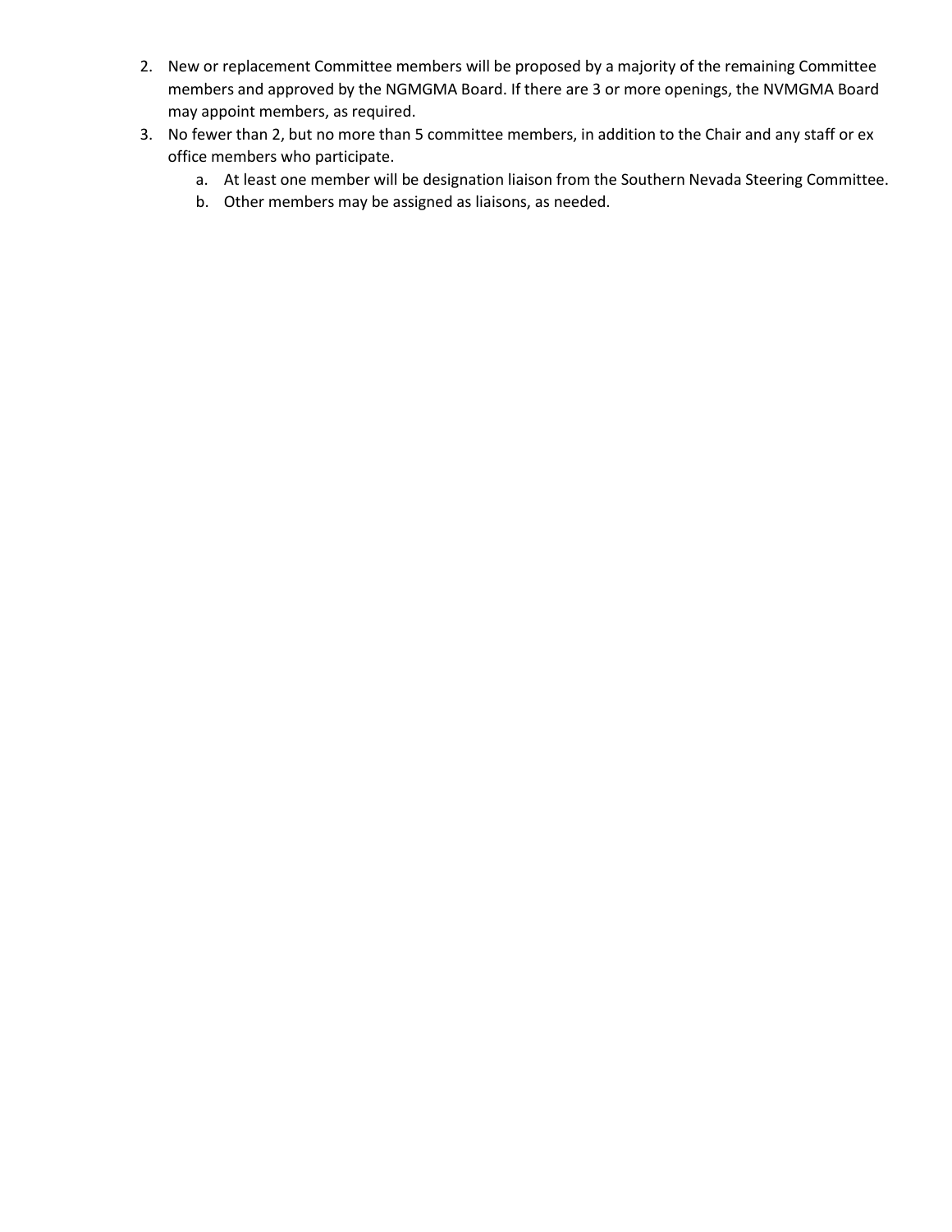2. New or replacement Committee members will be proposed by a majority of the remaining Committee members and approved by the NGMGMA Board. If there are 3 or more openings, the NVMGMA Board may appoint members, as required.
3. No fewer than 2, but no more than 5 committee members, in addition to the Chair and any staff or ex office members who participate.
   a. At least one member will be designation liaison from the Southern Nevada Steering Committee.
   b. Other members may be assigned as liaisons, as needed.